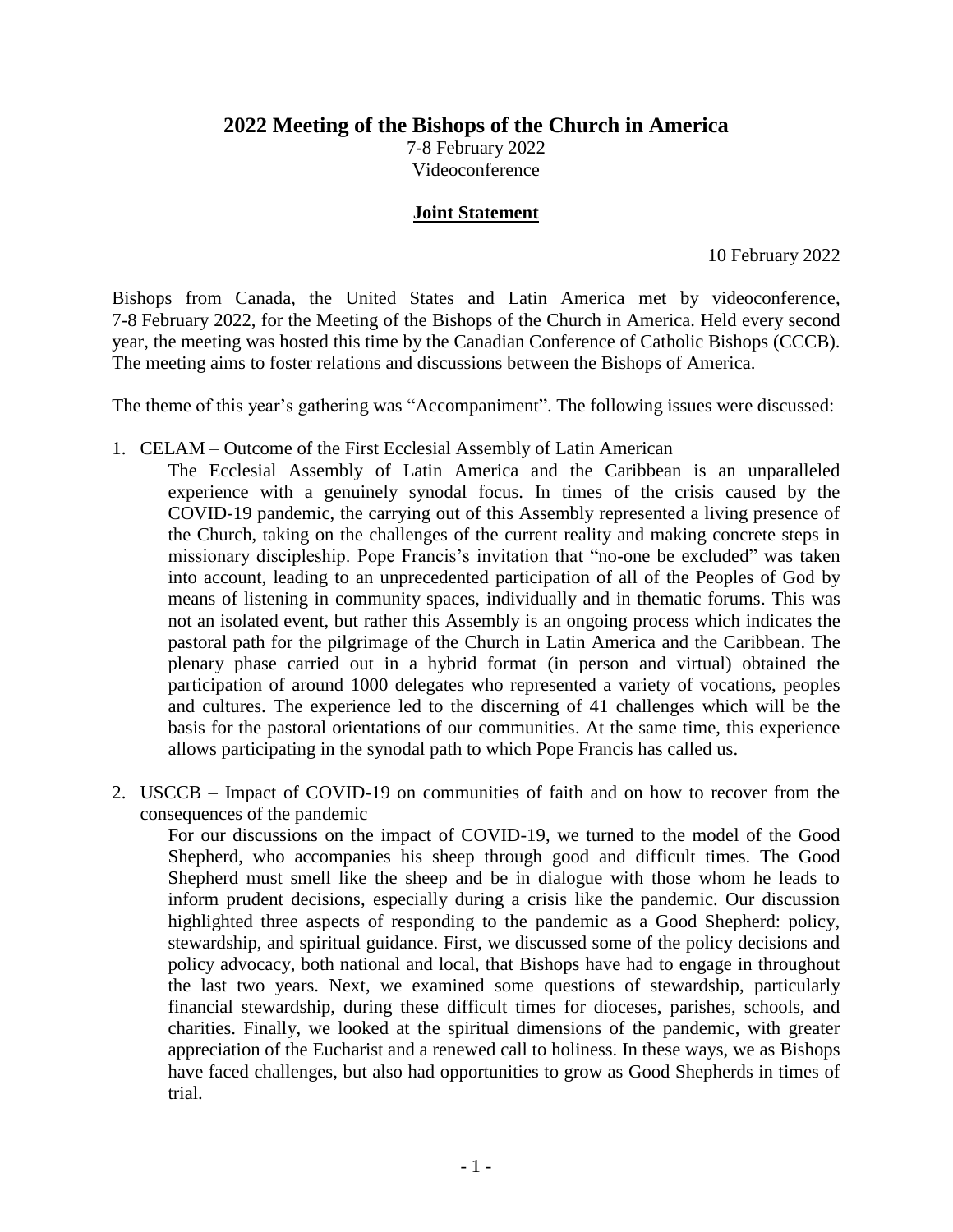# 2022 Meeting of the Bishops of the Church in America

7-8 February 2022
Videoconference

## Joint Statement

10 February 2022

Bishops from Canada, the United States and Latin America met by videoconference, 7-8 February 2022, for the Meeting of the Bishops of the Church in America. Held every second year, the meeting was hosted this time by the Canadian Conference of Catholic Bishops (CCCB). The meeting aims to foster relations and discussions between the Bishops of America.

The theme of this year's gathering was "Accompaniment". The following issues were discussed:

1. CELAM – Outcome of the First Ecclesial Assembly of Latin American

   The Ecclesial Assembly of Latin America and the Caribbean is an unparalleled experience with a genuinely synodal focus. In times of the crisis caused by the COVID-19 pandemic, the carrying out of this Assembly represented a living presence of the Church, taking on the challenges of the current reality and making concrete steps in missionary discipleship. Pope Francis's invitation that "no-one be excluded" was taken into account, leading to an unprecedented participation of all of the Peoples of God by means of listening in community spaces, individually and in thematic forums. This was not an isolated event, but rather this Assembly is an ongoing process which indicates the pastoral path for the pilgrimage of the Church in Latin America and the Caribbean. The plenary phase carried out in a hybrid format (in person and virtual) obtained the participation of around 1000 delegates who represented a variety of vocations, peoples and cultures. The experience led to the discerning of 41 challenges which will be the basis for the pastoral orientations of our communities. At the same time, this experience allows participating in the synodal path to which Pope Francis has called us.

2. USCCB – Impact of COVID-19 on communities of faith and on how to recover from the consequences of the pandemic

   For our discussions on the impact of COVID-19, we turned to the model of the Good Shepherd, who accompanies his sheep through good and difficult times. The Good Shepherd must smell like the sheep and be in dialogue with those whom he leads to inform prudent decisions, especially during a crisis like the pandemic. Our discussion highlighted three aspects of responding to the pandemic as a Good Shepherd: policy, stewardship, and spiritual guidance. First, we discussed some of the policy decisions and policy advocacy, both national and local, that Bishops have had to engage in throughout the last two years. Next, we examined some questions of stewardship, particularly financial stewardship, during these difficult times for dioceses, parishes, schools, and charities. Finally, we looked at the spiritual dimensions of the pandemic, with greater appreciation of the Eucharist and a renewed call to holiness. In these ways, we as Bishops have faced challenges, but also had opportunities to grow as Good Shepherds in times of trial.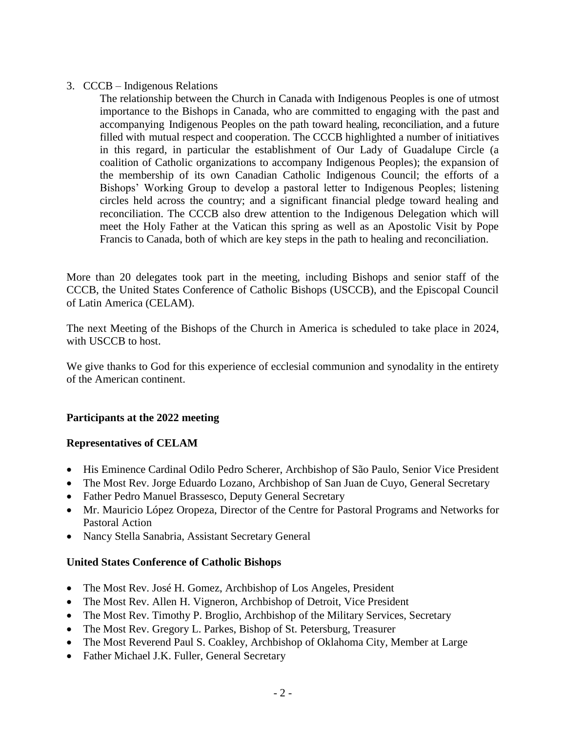3. CCCB – Indigenous Relations

   The relationship between the Church in Canada with Indigenous Peoples is one of utmost importance to the Bishops in Canada, who are committed to engaging with the past and accompanying Indigenous Peoples on the path toward healing, reconciliation, and a future filled with mutual respect and cooperation. The CCCB highlighted a number of initiatives in this regard, in particular the establishment of Our Lady of Guadalupe Circle (a coalition of Catholic organizations to accompany Indigenous Peoples); the expansion of the membership of its own Canadian Catholic Indigenous Council; the efforts of a Bishops' Working Group to develop a pastoral letter to Indigenous Peoples; listening circles held across the country; and a significant financial pledge toward healing and reconciliation. The CCCB also drew attention to the Indigenous Delegation which will meet the Holy Father at the Vatican this spring as well as an Apostolic Visit by Pope Francis to Canada, both of which are key steps in the path to healing and reconciliation.

More than 20 delegates took part in the meeting, including Bishops and senior staff of the CCCB, the United States Conference of Catholic Bishops (USCCB), and the Episcopal Council of Latin America (CELAM).

The next Meeting of the Bishops of the Church in America is scheduled to take place in 2024, with USCCB to host.

We give thanks to God for this experience of ecclesial communion and synodality in the entirety of the American continent.

**Participants at the 2022 meeting**

**Representatives of CELAM**

- His Eminence Cardinal Odilo Pedro Scherer, Archbishop of São Paulo, Senior Vice President
- The Most Rev. Jorge Eduardo Lozano, Archbishop of San Juan de Cuyo, General Secretary
- Father Pedro Manuel Brassesco, Deputy General Secretary
- Mr. Mauricio López Oropeza, Director of the Centre for Pastoral Programs and Networks for Pastoral Action
- Nancy Stella Sanabria, Assistant Secretary General

**United States Conference of Catholic Bishops**

- The Most Rev. José H. Gomez, Archbishop of Los Angeles, President
- The Most Rev. Allen H. Vigneron, Archbishop of Detroit, Vice President
- The Most Rev. Timothy P. Broglio, Archbishop of the Military Services, Secretary
- The Most Rev. Gregory L. Parkes, Bishop of St. Petersburg, Treasurer
- The Most Reverend Paul S. Coakley, Archbishop of Oklahoma City, Member at Large
- Father Michael J.K. Fuller, General Secretary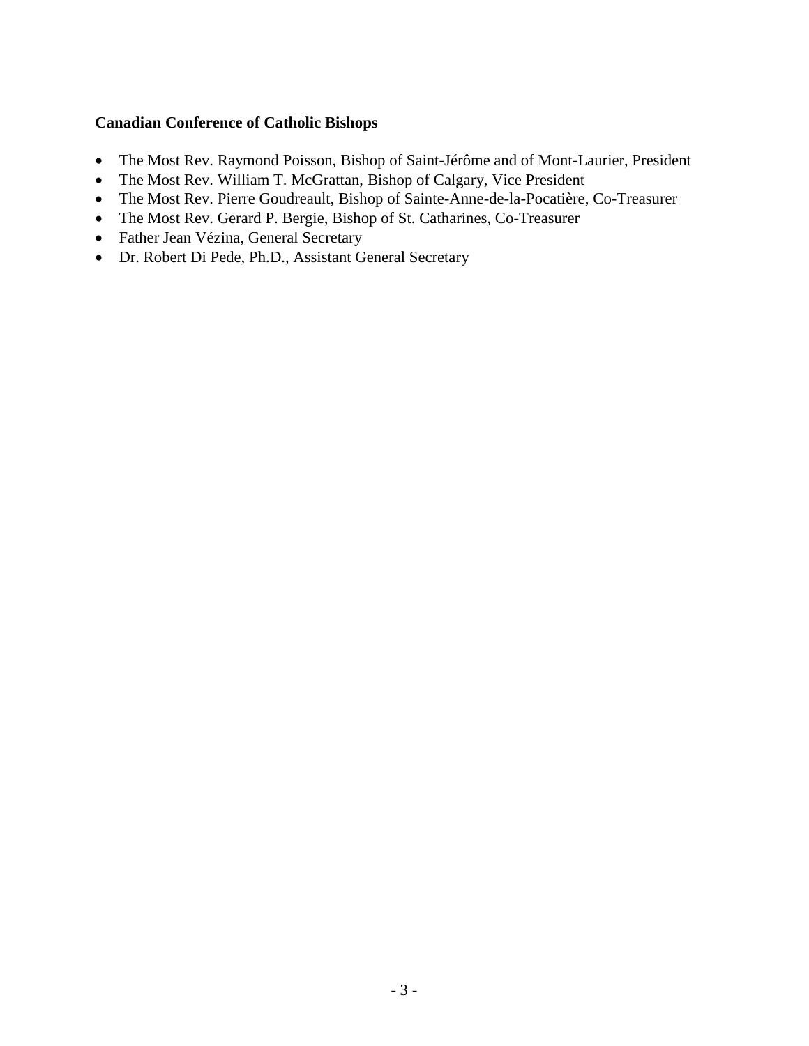**Canadian Conference of Catholic Bishops**

- The Most Rev. Raymond Poisson, Bishop of Saint-Jérôme and of Mont-Laurier, President
- The Most Rev. William T. McGrattan, Bishop of Calgary, Vice President
- The Most Rev. Pierre Goudreault, Bishop of Sainte-Anne-de-la-Pocatière, Co-Treasurer
- The Most Rev. Gerard P. Bergie, Bishop of St. Catharines, Co-Treasurer
- Father Jean Vézina, General Secretary
- Dr. Robert Di Pede, Ph.D., Assistant General Secretary